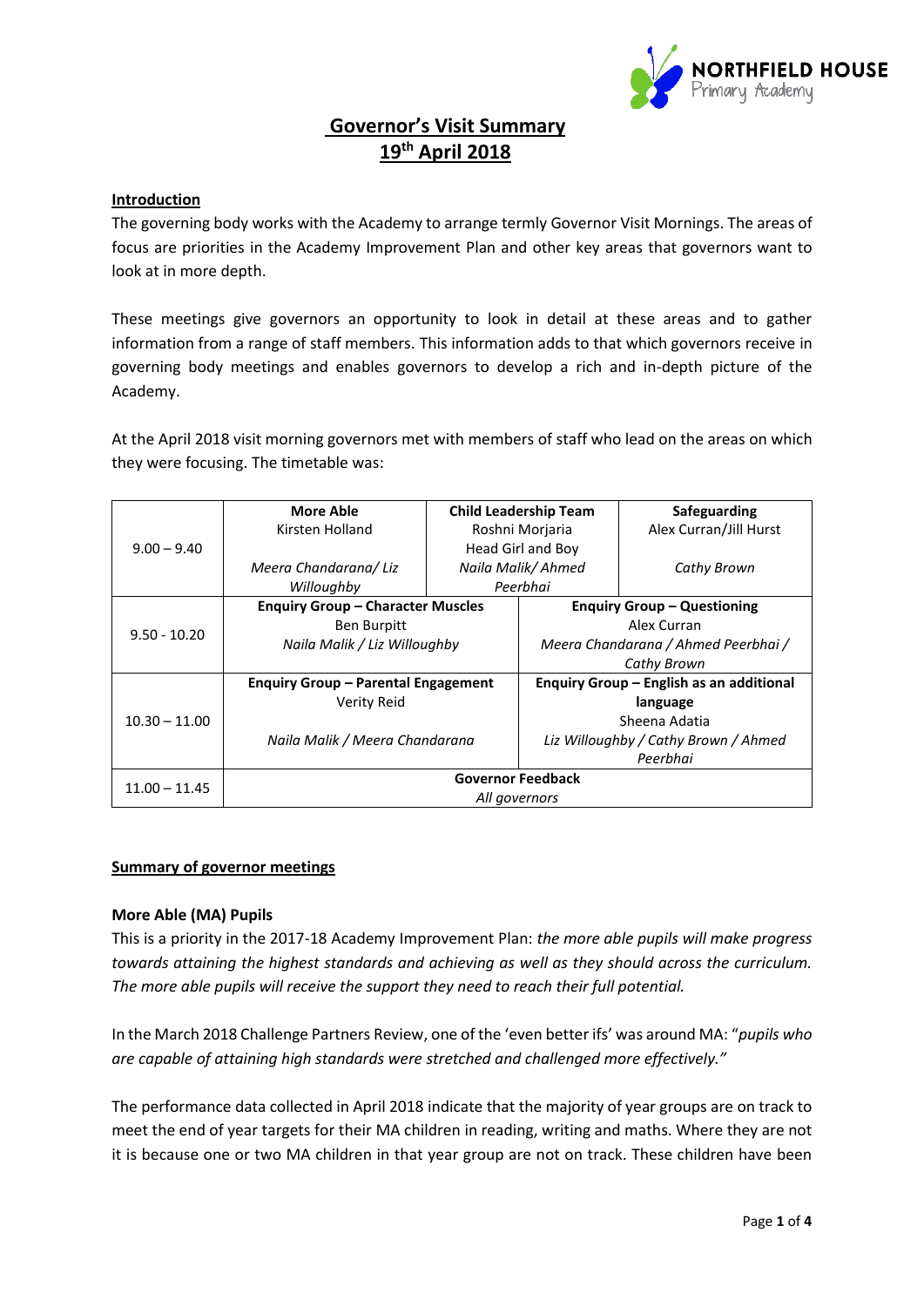# Governor's Visit Summary
## 19th April 2018

**Introduction**

The governing body works with the Academy to arrange termly Governor Visit Mornings. The areas of focus are priorities in the Academy Improvement Plan and other key areas that governors want to look at in more depth.

These meetings give governors an opportunity to look in detail at these areas and to gather information from a range of staff members. This information adds to that which governors receive in governing body meetings and enables governors to develop a rich and in-depth picture of the Academy.

At the April 2018 visit morning governors met with members of staff who lead on the areas on which they were focusing. The timetable was:

| | | | |
|---|---|---|---|
| 9.00 – 9.40 | **More Able**<br>Kirsten Holland<br><br>*Meera Chandarana/ Liz Willoughby* | **Child Leadership Team**<br>Roshni Morjaria<br>Head Girl and Boy<br>*Naila Malik/ Ahmed Peerbhai* | **Safeguarding**<br>Alex Curran/Jill Hurst<br><br>*Cathy Brown* |
| 9.50 - 10.20 | **Enquiry Group – Character Muscles**<br>Ben Burpitt<br>*Naila Malik / Liz Willoughby* | | **Enquiry Group – Questioning**<br>Alex Curran<br>*Meera Chandarana / Ahmed Peerbhai / Cathy Brown* |
| 10.30 – 11.00 | **Enquiry Group – Parental Engagement**<br>Verity Reid<br><br>*Naila Malik / Meera Chandarana* | | **Enquiry Group – English as an additional language**<br>Sheena Adatia<br>*Liz Willoughby / Cathy Brown / Ahmed Peerbhai* |
| 11.00 – 11.45 | **Governor Feedback**<br>*All governors* | | |

**Summary of governor meetings**

### More Able (MA) Pupils

This is a priority in the 2017-18 Academy Improvement Plan: *the more able pupils will make progress towards attaining the highest standards and achieving as well as they should across the curriculum. The more able pupils will receive the support they need to reach their full potential.*

In the March 2018 Challenge Partners Review, one of the 'even better ifs' was around MA: "*pupils who are capable of attaining high standards were stretched and challenged more effectively.*"

The performance data collected in April 2018 indicate that the majority of year groups are on track to meet the end of year targets for their MA children in reading, writing and maths. Where they are not it is because one or two MA children in that year group are not on track. These children have been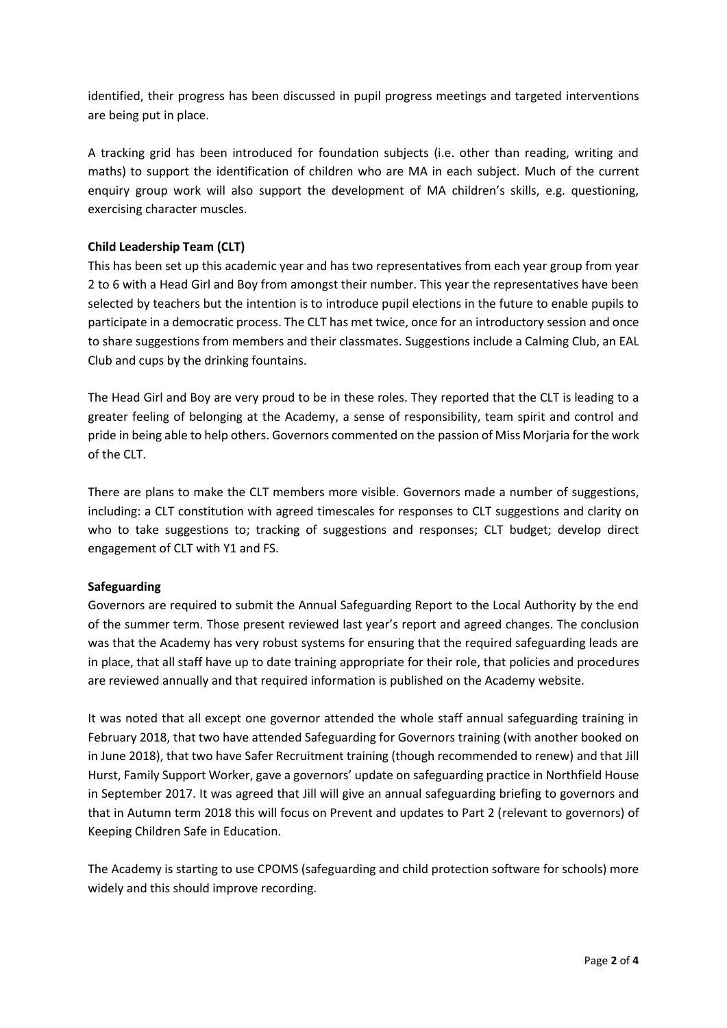identified, their progress has been discussed in pupil progress meetings and targeted interventions are being put in place.

A tracking grid has been introduced for foundation subjects (i.e. other than reading, writing and maths) to support the identification of children who are MA in each subject. Much of the current enquiry group work will also support the development of MA children's skills, e.g. questioning, exercising character muscles.

**Child Leadership Team (CLT)**

This has been set up this academic year and has two representatives from each year group from year 2 to 6 with a Head Girl and Boy from amongst their number. This year the representatives have been selected by teachers but the intention is to introduce pupil elections in the future to enable pupils to participate in a democratic process. The CLT has met twice, once for an introductory session and once to share suggestions from members and their classmates. Suggestions include a Calming Club, an EAL Club and cups by the drinking fountains.

The Head Girl and Boy are very proud to be in these roles. They reported that the CLT is leading to a greater feeling of belonging at the Academy, a sense of responsibility, team spirit and control and pride in being able to help others. Governors commented on the passion of Miss Morjaria for the work of the CLT.

There are plans to make the CLT members more visible. Governors made a number of suggestions, including: a CLT constitution with agreed timescales for responses to CLT suggestions and clarity on who to take suggestions to; tracking of suggestions and responses; CLT budget; develop direct engagement of CLT with Y1 and FS.

**Safeguarding**

Governors are required to submit the Annual Safeguarding Report to the Local Authority by the end of the summer term. Those present reviewed last year's report and agreed changes. The conclusion was that the Academy has very robust systems for ensuring that the required safeguarding leads are in place, that all staff have up to date training appropriate for their role, that policies and procedures are reviewed annually and that required information is published on the Academy website.

It was noted that all except one governor attended the whole staff annual safeguarding training in February 2018, that two have attended Safeguarding for Governors training (with another booked on in June 2018), that two have Safer Recruitment training (though recommended to renew) and that Jill Hurst, Family Support Worker, gave a governors' update on safeguarding practice in Northfield House in September 2017. It was agreed that Jill will give an annual safeguarding briefing to governors and that in Autumn term 2018 this will focus on Prevent and updates to Part 2 (relevant to governors) of Keeping Children Safe in Education.

The Academy is starting to use CPOMS (safeguarding and child protection software for schools) more widely and this should improve recording.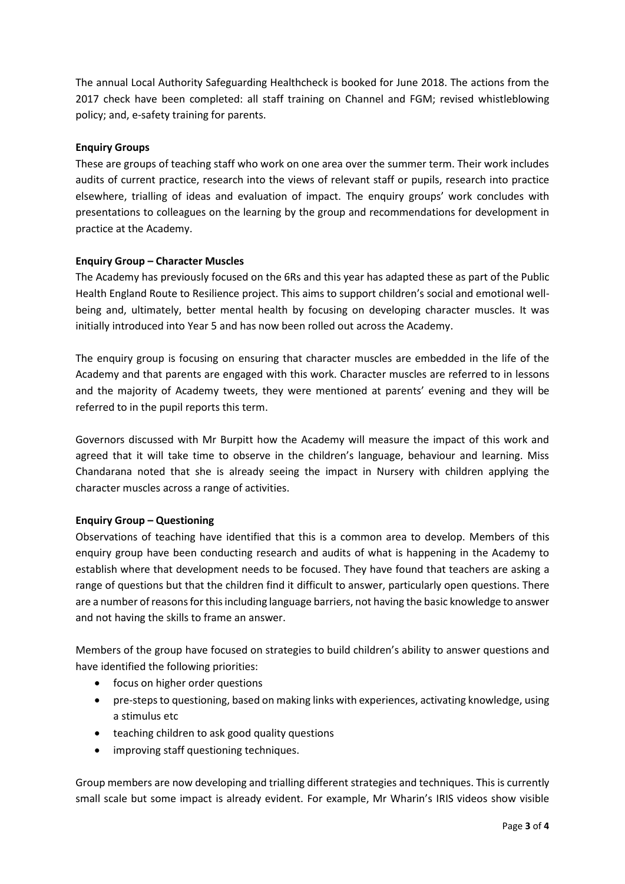The annual Local Authority Safeguarding Healthcheck is booked for June 2018. The actions from the 2017 check have been completed: all staff training on Channel and FGM; revised whistleblowing policy; and, e-safety training for parents.

**Enquiry Groups**
These are groups of teaching staff who work on one area over the summer term. Their work includes audits of current practice, research into the views of relevant staff or pupils, research into practice elsewhere, trialling of ideas and evaluation of impact. The enquiry groups' work concludes with presentations to colleagues on the learning by the group and recommendations for development in practice at the Academy.

**Enquiry Group – Character Muscles**
The Academy has previously focused on the 6Rs and this year has adapted these as part of the Public Health England Route to Resilience project. This aims to support children's social and emotional well-being and, ultimately, better mental health by focusing on developing character muscles. It was initially introduced into Year 5 and has now been rolled out across the Academy.

The enquiry group is focusing on ensuring that character muscles are embedded in the life of the Academy and that parents are engaged with this work. Character muscles are referred to in lessons and the majority of Academy tweets, they were mentioned at parents' evening and they will be referred to in the pupil reports this term.

Governors discussed with Mr Burpitt how the Academy will measure the impact of this work and agreed that it will take time to observe in the children's language, behaviour and learning. Miss Chandarana noted that she is already seeing the impact in Nursery with children applying the character muscles across a range of activities.

**Enquiry Group – Questioning**
Observations of teaching have identified that this is a common area to develop. Members of this enquiry group have been conducting research and audits of what is happening in the Academy to establish where that development needs to be focused. They have found that teachers are asking a range of questions but that the children find it difficult to answer, particularly open questions. There are a number of reasons for this including language barriers, not having the basic knowledge to answer and not having the skills to frame an answer.

Members of the group have focused on strategies to build children's ability to answer questions and have identified the following priorities:

- focus on higher order questions
- pre-steps to questioning, based on making links with experiences, activating knowledge, using a stimulus etc
- teaching children to ask good quality questions
- improving staff questioning techniques.

Group members are now developing and trialling different strategies and techniques. This is currently small scale but some impact is already evident. For example, Mr Wharin's IRIS videos show visible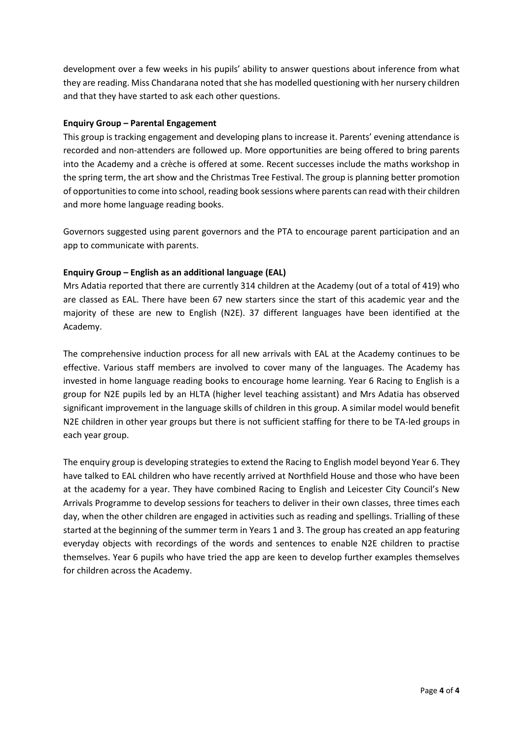development over a few weeks in his pupils' ability to answer questions about inference from what they are reading. Miss Chandarana noted that she has modelled questioning with her nursery children and that they have started to ask each other questions.

**Enquiry Group – Parental Engagement**

This group is tracking engagement and developing plans to increase it. Parents' evening attendance is recorded and non-attenders are followed up. More opportunities are being offered to bring parents into the Academy and a crèche is offered at some. Recent successes include the maths workshop in the spring term, the art show and the Christmas Tree Festival. The group is planning better promotion of opportunities to come into school, reading book sessions where parents can read with their children and more home language reading books.

Governors suggested using parent governors and the PTA to encourage parent participation and an app to communicate with parents.

**Enquiry Group – English as an additional language (EAL)**

Mrs Adatia reported that there are currently 314 children at the Academy (out of a total of 419) who are classed as EAL. There have been 67 new starters since the start of this academic year and the majority of these are new to English (N2E). 37 different languages have been identified at the Academy.

The comprehensive induction process for all new arrivals with EAL at the Academy continues to be effective. Various staff members are involved to cover many of the languages. The Academy has invested in home language reading books to encourage home learning. Year 6 Racing to English is a group for N2E pupils led by an HLTA (higher level teaching assistant) and Mrs Adatia has observed significant improvement in the language skills of children in this group. A similar model would benefit N2E children in other year groups but there is not sufficient staffing for there to be TA-led groups in each year group.

The enquiry group is developing strategies to extend the Racing to English model beyond Year 6. They have talked to EAL children who have recently arrived at Northfield House and those who have been at the academy for a year. They have combined Racing to English and Leicester City Council's New Arrivals Programme to develop sessions for teachers to deliver in their own classes, three times each day, when the other children are engaged in activities such as reading and spellings. Trialling of these started at the beginning of the summer term in Years 1 and 3. The group has created an app featuring everyday objects with recordings of the words and sentences to enable N2E children to practise themselves. Year 6 pupils who have tried the app are keen to develop further examples themselves for children across the Academy.